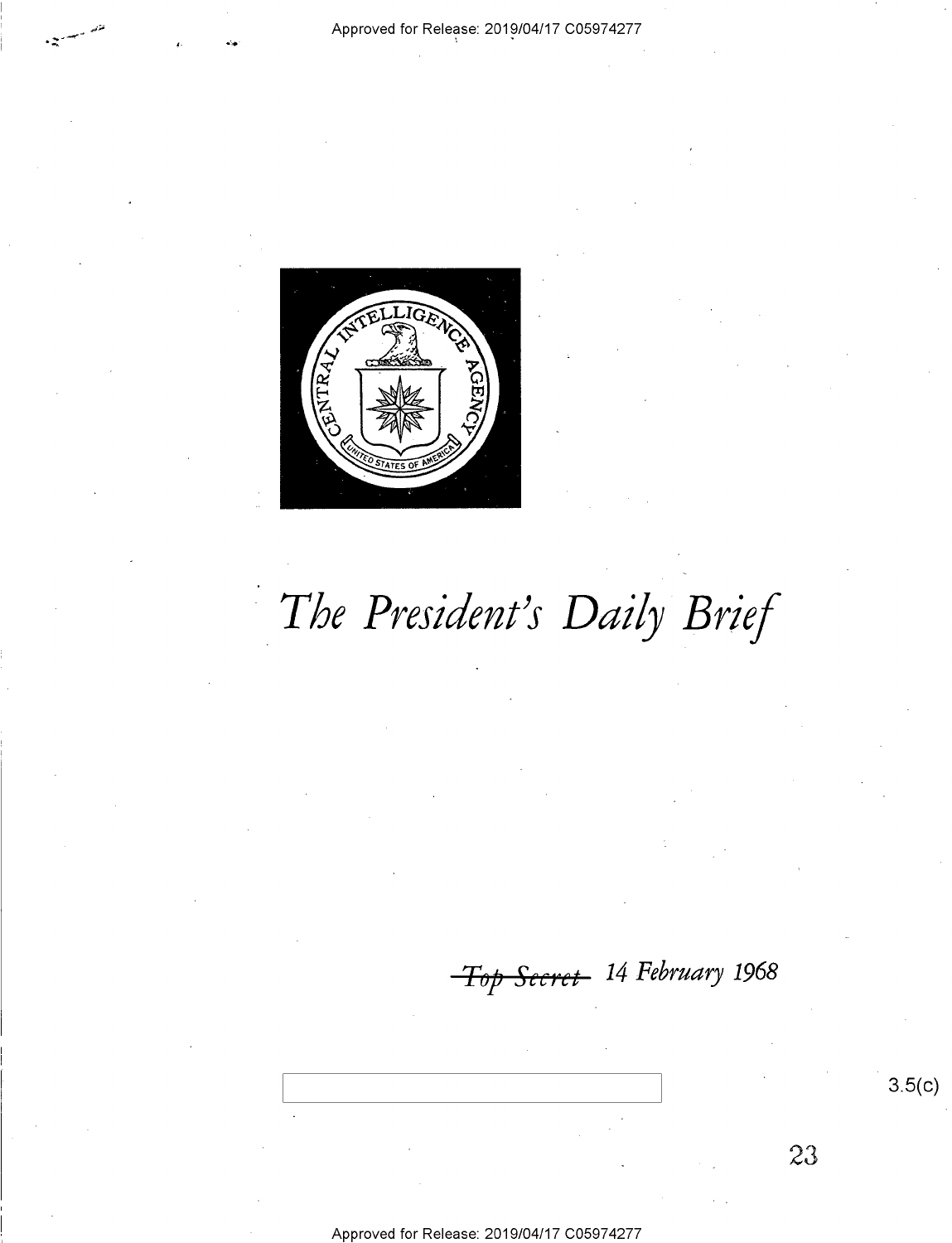Approved for Release: 2019/04/17 C05974277

# *The President's Daily Brief*

~~*Top Secret*~~ *14 February 1968*

3.5(c)

Approved for Release: 2019/04/17 C05974277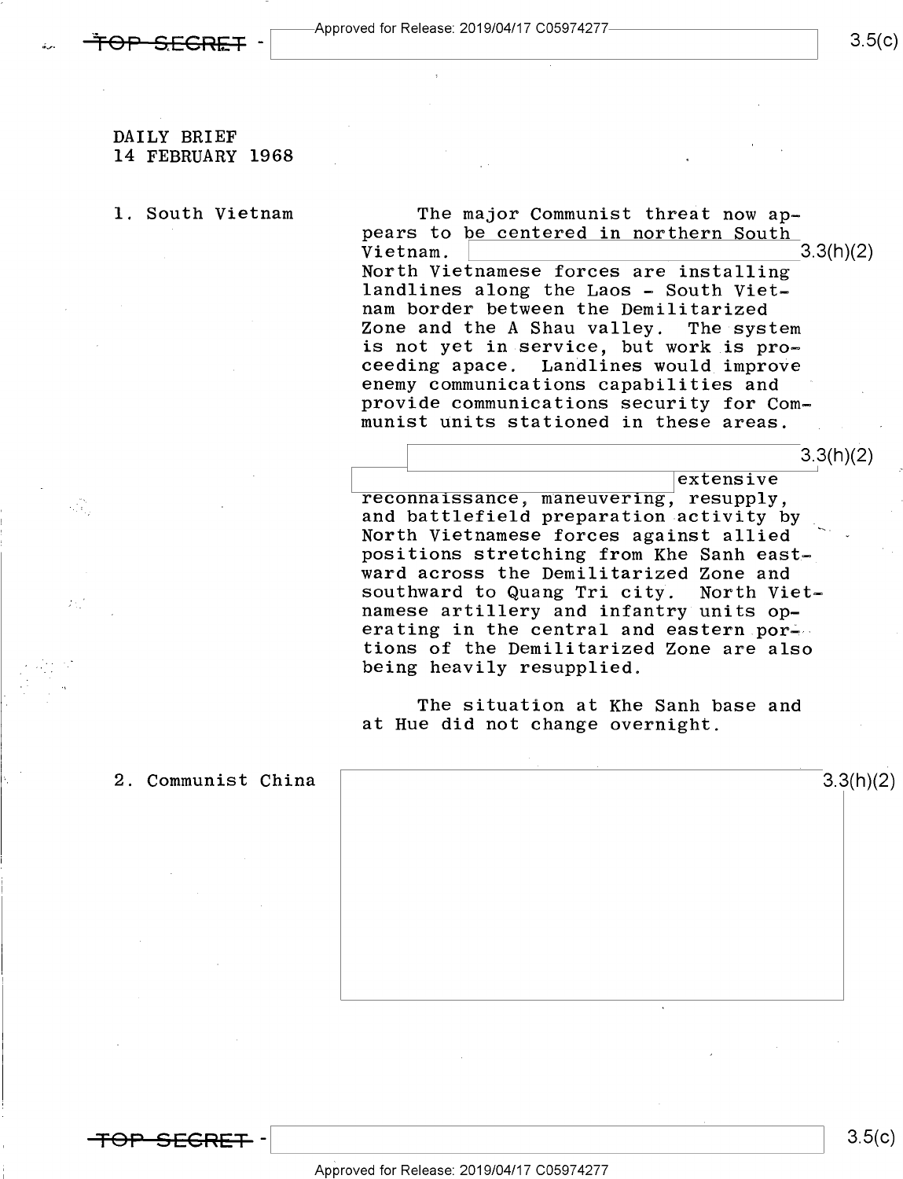DAILY BRIEF
14 FEBRUARY 1968

1. South Vietnam

The major Communist threat now appears to be centered in northern South Vietnam. [3.3(h)(2)] North Vietnamese forces are installing landlines along the Laos - South Vietnam border between the Demilitarized Zone and the A Shau valley. The system is not yet in service, but work is proceeding apace. Landlines would improve enemy communications capabilities and provide communications security for Communist units stationed in these areas.

[3.3(h)(2)] extensive reconnaissance, maneuvering, resupply, and battlefield preparation activity by North Vietnamese forces against allied positions stretching from Khe Sanh eastward across the Demilitarized Zone and southward to Quang Tri city. North Vietnamese artillery and infantry units operating in the central and eastern portions of the Demilitarized Zone are also being heavily resupplied.

The situation at Khe Sanh base and at Hue did not change overnight.

2. Communist China

[3.3(h)(2)]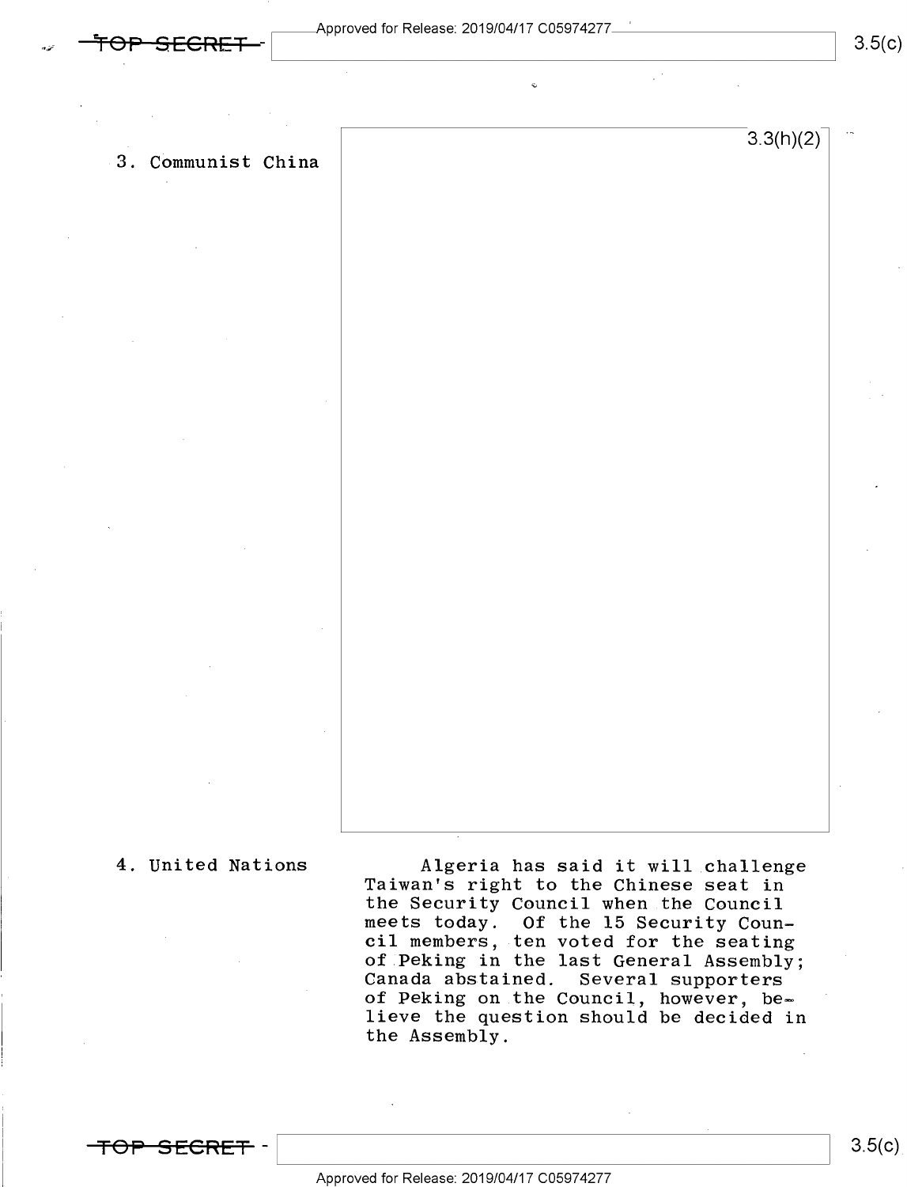3. Communist China

3.3(h)(2)

4. United Nations

Algeria has said it will challenge Taiwan's right to the Chinese seat in the Security Council when the Council meets today. Of the 15 Security Council members, ten voted for the seating of Peking in the last General Assembly; Canada abstained. Several supporters of Peking on the Council, however, believe the question should be decided in the Assembly.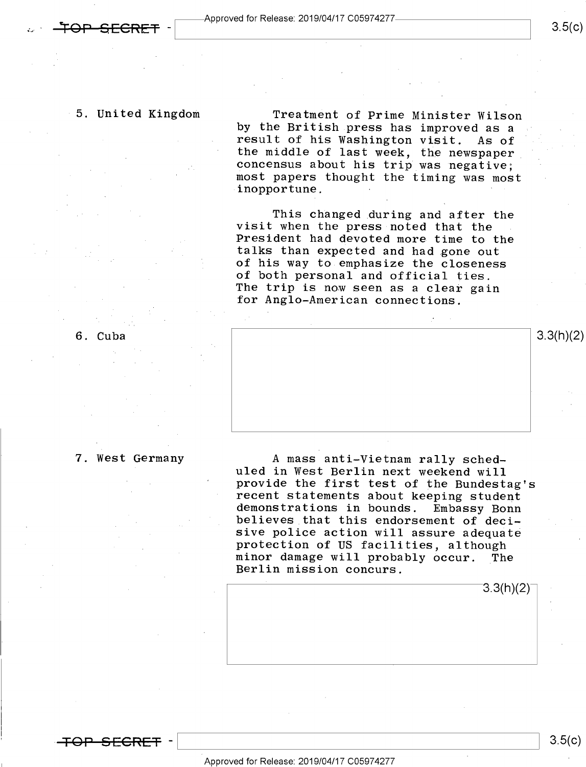5. United Kingdom

Treatment of Prime Minister Wilson by the British press has improved as a result of his Washington visit. As of the middle of last week, the newspaper concensus about his trip was negative; most papers thought the timing was most inopportune.

This changed during and after the visit when the press noted that the President had devoted more time to the talks than expected and had gone out of his way to emphasize the closeness of both personal and official ties. The trip is now seen as a clear gain for Anglo-American connections.

6. Cuba

3.3(h)(2)

7. West Germany

A mass anti-Vietnam rally scheduled in West Berlin next weekend will provide the first test of the Bundestag's recent statements about keeping student demonstrations in bounds. Embassy Bonn believes that this endorsement of decisive police action will assure adequate protection of US facilities, although minor damage will probably occur. The Berlin mission concurs.

3.3(h)(2)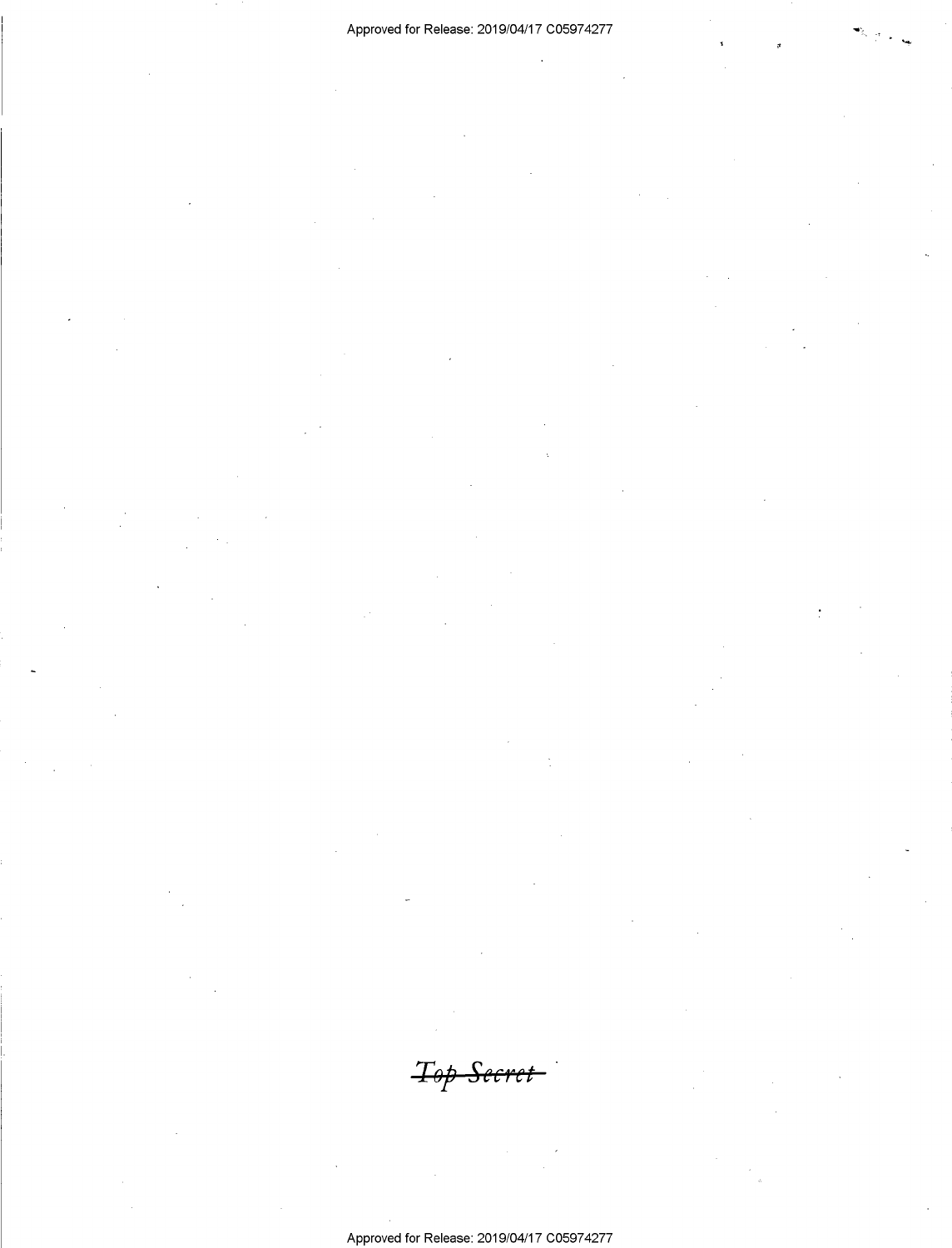~~*Top Secret*~~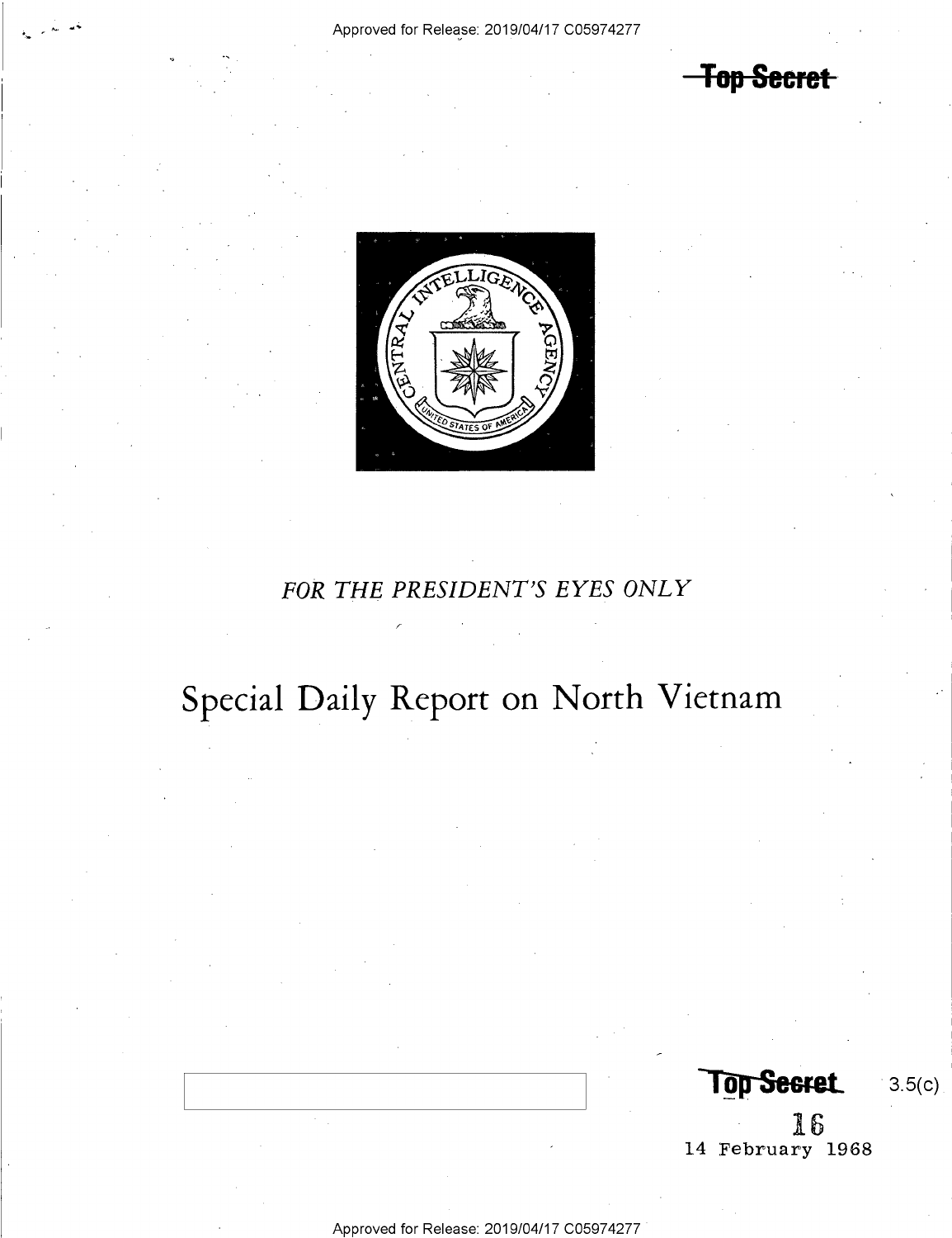~~Top Secret~~

FOR THE PRESIDENT'S EYES ONLY

# Special Daily Report on North Vietnam

~~Top Secret~~ 3.5(c)

16

14 February 1968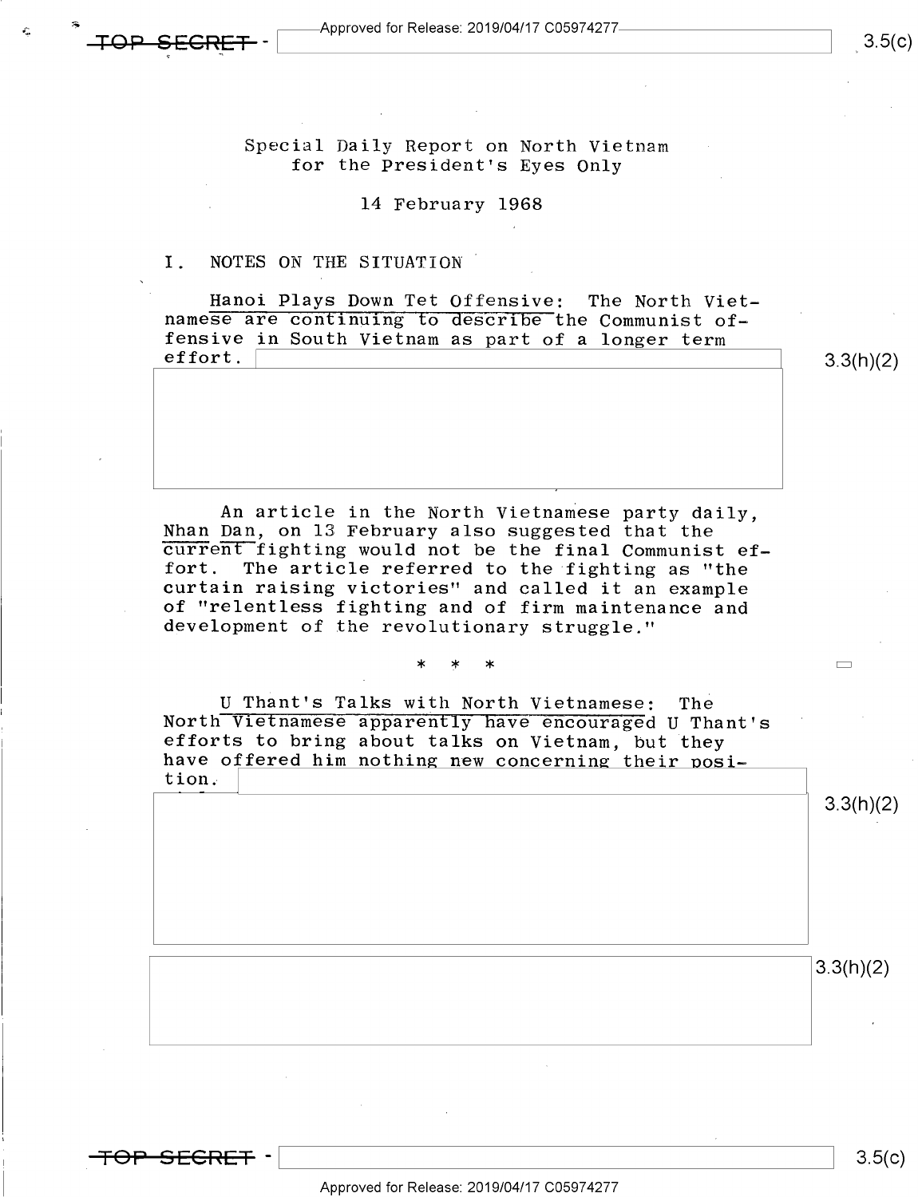Special Daily Report on North Vietnam
for the President's Eyes Only

14 February 1968

I. NOTES ON THE SITUATION

Hanoi Plays Down Tet Offensive: The North Vietnamese are continuing to describe the Communist offensive in South Vietnam as part of a longer term effort.

An article in the North Vietnamese party daily, Nhan Dan, on 13 February also suggested that the current fighting would not be the final Communist effort. The article referred to the fighting as "the curtain raising victories" and called it an example of "relentless fighting and of firm maintenance and development of the revolutionary struggle."

\* \* \*

U Thant's Talks with North Vietnamese: The North Vietnamese apparently have encouraged U Thant's efforts to bring about talks on Vietnam, but they have offered him nothing new concerning their position.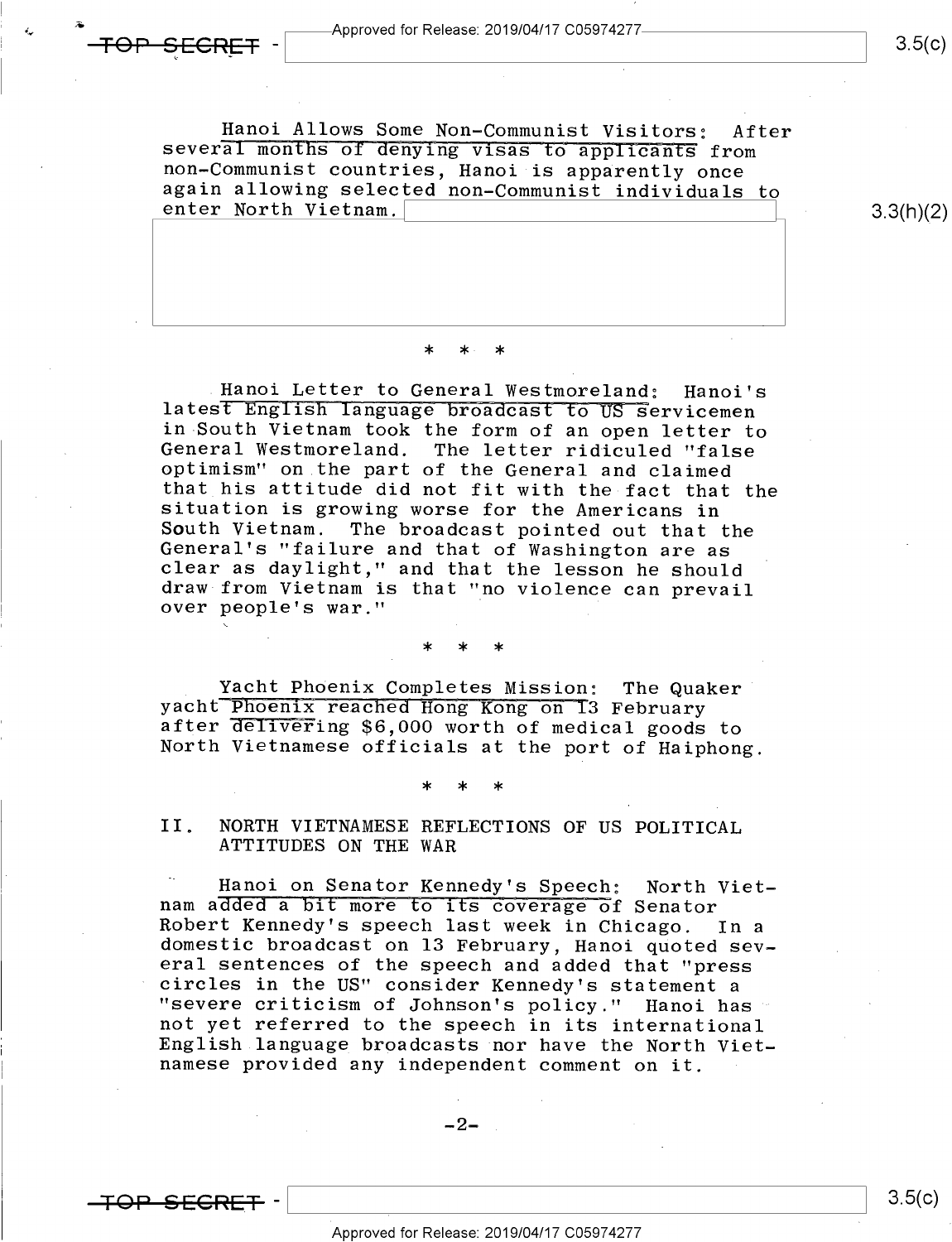**Hanoi Allows Some Non-Communist Visitors:** After several months of denying visas to applicants from non-Communist countries, Hanoi is apparently once again allowing selected non-Communist individuals to enter North Vietnam.

\* \* \*

**Hanoi Letter to General Westmoreland:** Hanoi's latest English language broadcast to US servicemen in South Vietnam took the form of an open letter to General Westmoreland. The letter ridiculed "false optimism" on the part of the General and claimed that his attitude did not fit with the fact that the situation is growing worse for the Americans in South Vietnam. The broadcast pointed out that the General's "failure and that of Washington are as clear as daylight," and that the lesson he should draw from Vietnam is that "no violence can prevail over people's war."

\* \* \*

**Yacht Phoenix Completes Mission:** The Quaker yacht Phoenix reached Hong Kong on 13 February after delivering $6,000 worth of medical goods to North Vietnamese officials at the port of Haiphong.

\* \* \*

## II. NORTH VIETNAMESE REFLECTIONS OF US POLITICAL ATTITUDES ON THE WAR

**Hanoi on Senator Kennedy's Speech:** North Vietnam added a bit more to its coverage of Senator Robert Kennedy's speech last week in Chicago. In a domestic broadcast on 13 February, Hanoi quoted several sentences of the speech and added that "press circles in the US" consider Kennedy's statement a "severe criticism of Johnson's policy." Hanoi has not yet referred to the speech in its international English language broadcasts nor have the North Vietnamese provided any independent comment on it.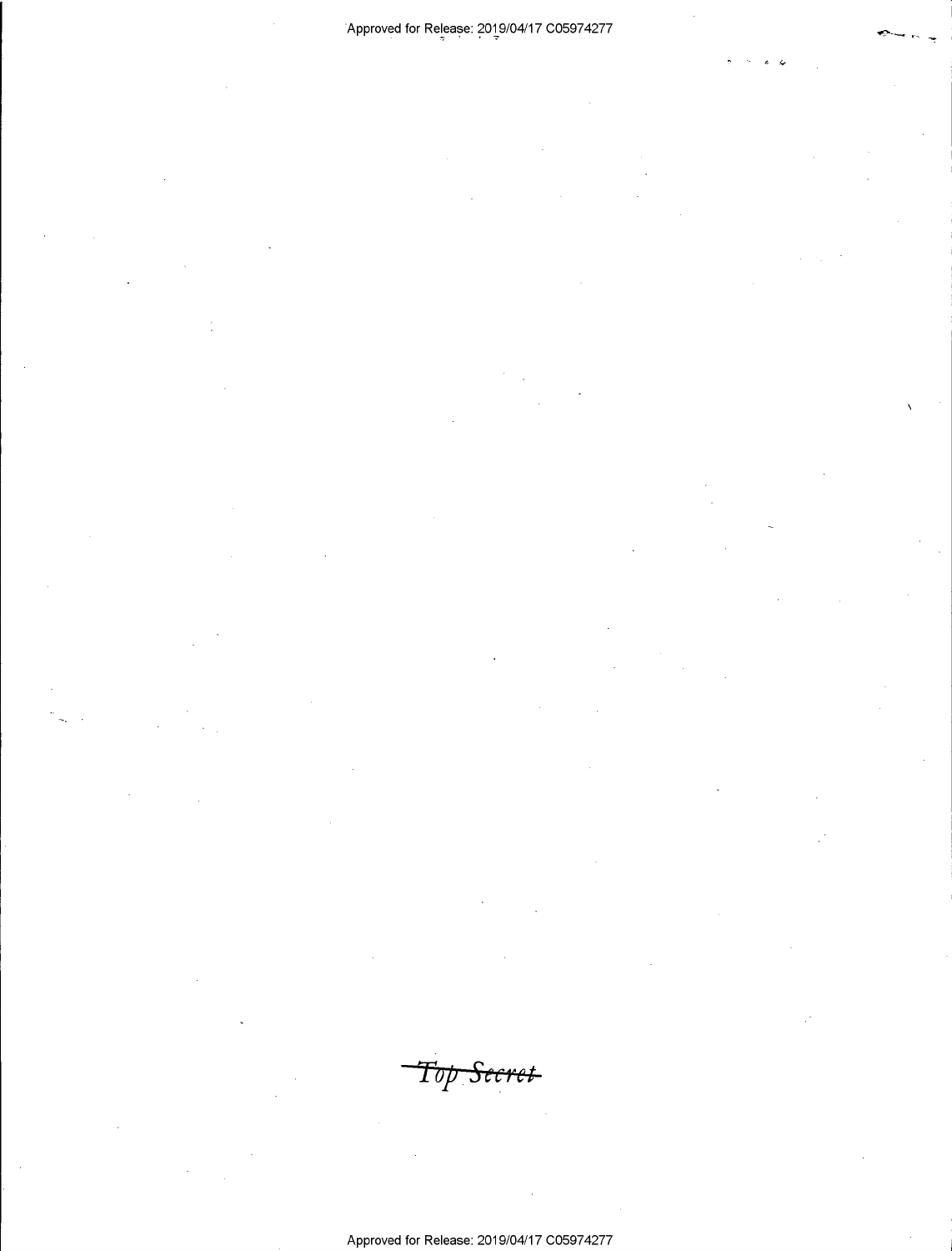~~Top Secret~~